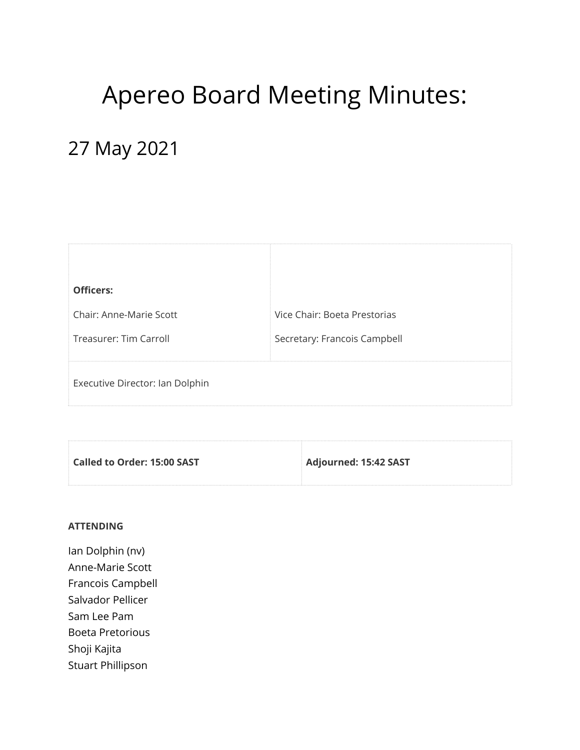# Apereo Board Meeting Minutes:

## 27 May 2021

| **Officers:**<br><br>Chair: Anne-Marie Scott<br><br>Treasurer: Tim Carroll | <br><br>Vice Chair: Boeta Prestorias<br><br>Secretary: Francois Campbell |
| --- | --- |
| Executive Director: Ian Dolphin | |

| **Called to Order: 15:00 SAST** | **Adjourned: 15:42 SAST** |
| --- | --- |

**ATTENDING**

Ian Dolphin (nv)
Anne-Marie Scott
Francois Campbell
Salvador Pellicer
Sam Lee Pam
Boeta Pretorious
Shoji Kajita
Stuart Phillipson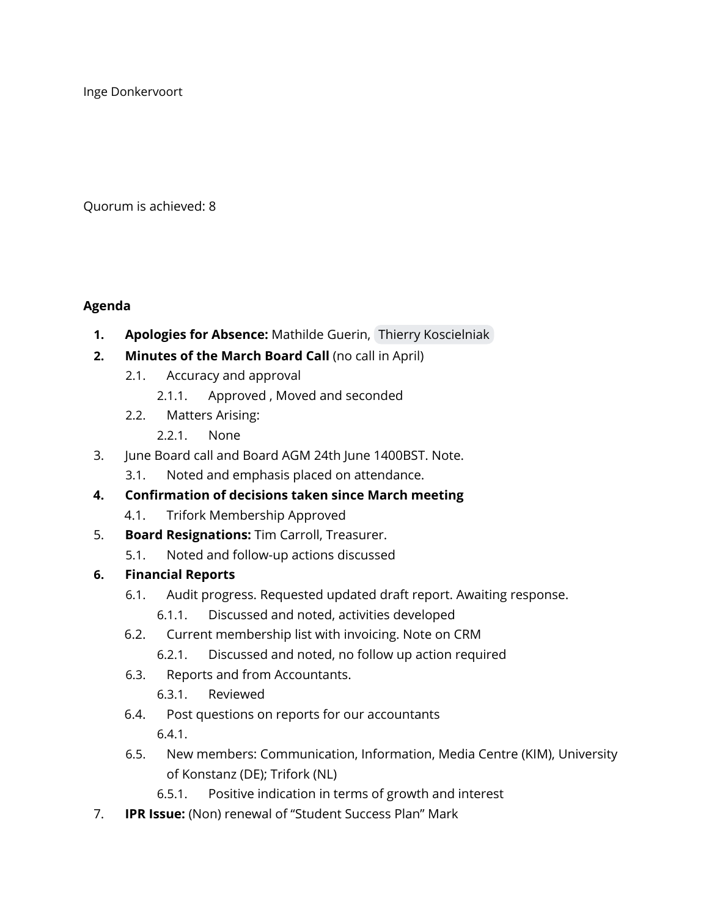Inge Donkervoort

Quorum is achieved: 8

**Agenda**

1. **Apologies for Absence:** Mathilde Guerin, Thierry Koscielniak
2. **Minutes of the March Board Call** (no call in April)
   - 2.1. Accuracy and approval
     - 2.1.1. Approved , Moved and seconded
   - 2.2. Matters Arising:
     - 2.2.1. None
3. June Board call and Board AGM 24th June 1400BST. Note.
   - 3.1. Noted and emphasis placed on attendance.
4. **Confirmation of decisions taken since March meeting**
   - 4.1. Trifork Membership Approved
5. **Board Resignations:** Tim Carroll, Treasurer.
   - 5.1. Noted and follow-up actions discussed
6. **Financial Reports**
   - 6.1. Audit progress. Requested updated draft report. Awaiting response.
     - 6.1.1. Discussed and noted, activities developed
   - 6.2. Current membership list with invoicing. Note on CRM
     - 6.2.1. Discussed and noted, no follow up action required
   - 6.3. Reports and from Accountants.
     - 6.3.1. Reviewed
   - 6.4. Post questions on reports for our accountants
     - 6.4.1.
   - 6.5. New members: Communication, Information, Media Centre (KIM), University of Konstanz (DE); Trifork (NL)
     - 6.5.1. Positive indication in terms of growth and interest
7. **IPR Issue:** (Non) renewal of "Student Success Plan" Mark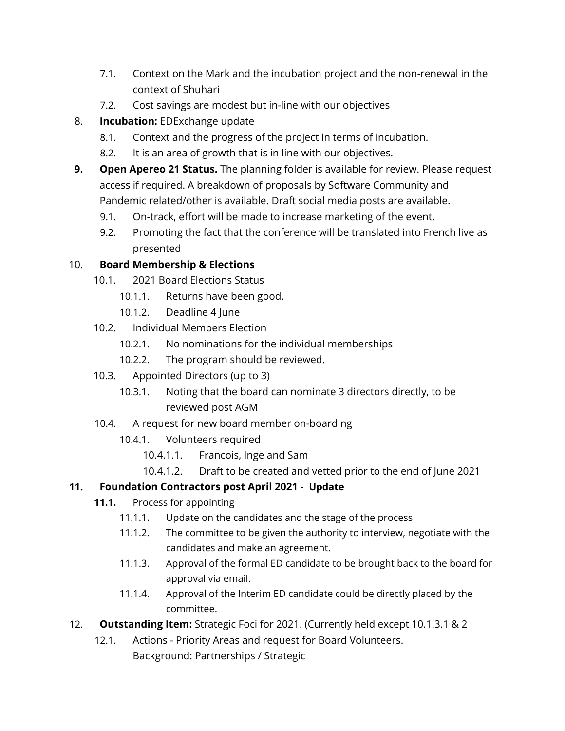7.1. Context on the Mark and the incubation project and the non-renewal in the context of Shuhari

7.2. Cost savings are modest but in-line with our objectives

8. **Incubation:** EDExchange update

 8.1. Context and the progress of the project in terms of incubation.

 8.2. It is an area of growth that is in line with our objectives.

9. **Open Apereo 21 Status.** The planning folder is available for review. Please request access if required. A breakdown of proposals by Software Community and Pandemic related/other is available. Draft social media posts are available.

 9.1. On-track, effort will be made to increase marketing of the event.

 9.2. Promoting the fact that the conference will be translated into French live as presented

10. **Board Membership & Elections**

 10.1. 2021 Board Elections Status

  10.1.1. Returns have been good.

  10.1.2. Deadline 4 June

 10.2. Individual Members Election

  10.2.1. No nominations for the individual memberships

  10.2.2. The program should be reviewed.

 10.3. Appointed Directors (up to 3)

  10.3.1. Noting that the board can nominate 3 directors directly, to be reviewed post AGM

 10.4. A request for new board member on-boarding

  10.4.1. Volunteers required

   10.4.1.1. Francois, Inge and Sam

   10.4.1.2. Draft to be created and vetted prior to the end of June 2021

11. **Foundation Contractors post April 2021 - Update**

 **11.1.** Process for appointing

  11.1.1. Update on the candidates and the stage of the process

  11.1.2. The committee to be given the authority to interview, negotiate with the candidates and make an agreement.

  11.1.3. Approval of the formal ED candidate to be brought back to the board for approval via email.

  11.1.4. Approval of the Interim ED candidate could be directly placed by the committee.

12. **Outstanding Item:** Strategic Foci for 2021. (Currently held except 10.1.3.1 & 2

 12.1. Actions - Priority Areas and request for Board Volunteers.
 Background: Partnerships / Strategic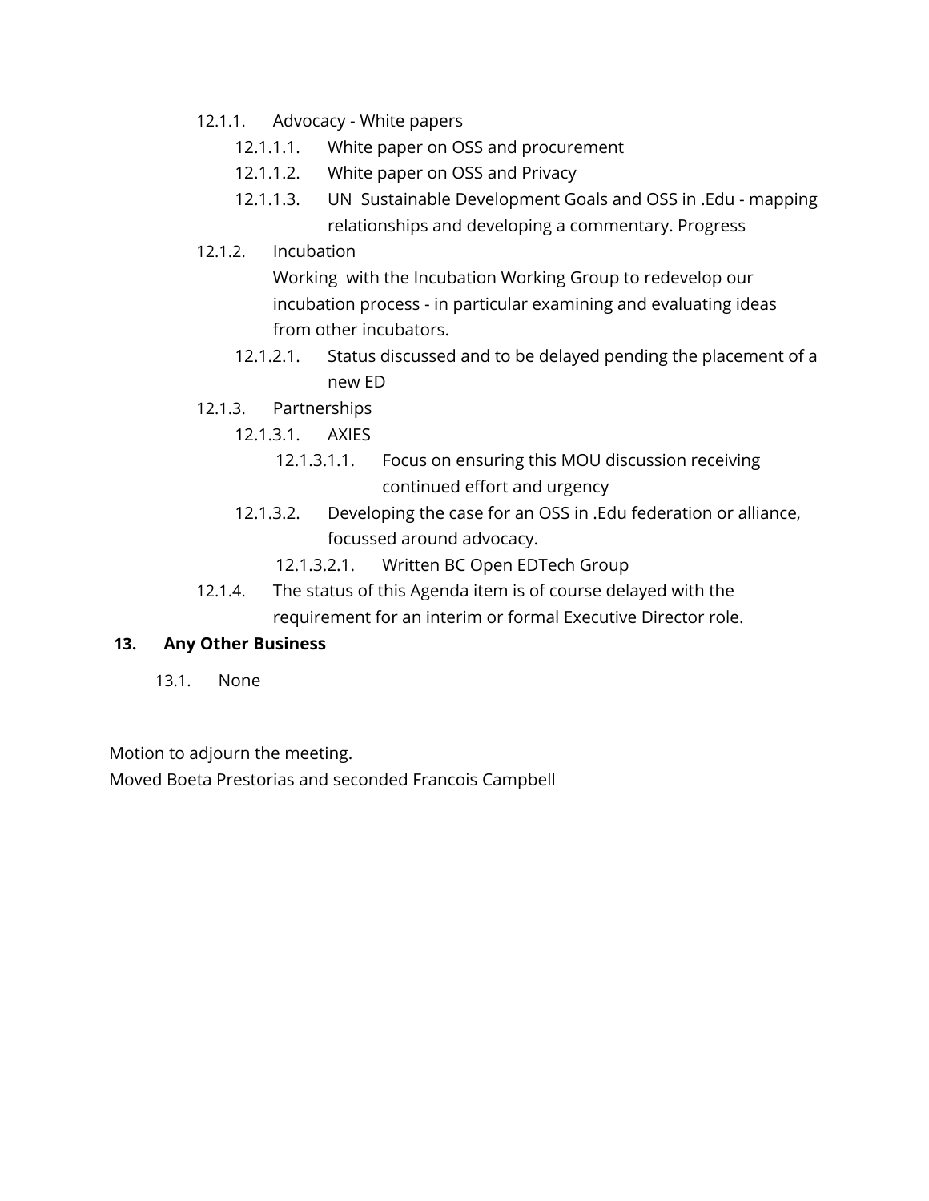- 12.1.1. Advocacy - White papers
  - 12.1.1.1. White paper on OSS and procurement
  - 12.1.1.2. White paper on OSS and Privacy
  - 12.1.1.3. UN Sustainable Development Goals and OSS in .Edu - mapping relationships and developing a commentary. Progress
- 12.1.2. Incubation
  Working with the Incubation Working Group to redevelop our incubation process - in particular examining and evaluating ideas from other incubators.
  - 12.1.2.1. Status discussed and to be delayed pending the placement of a new ED
- 12.1.3. Partnerships
  - 12.1.3.1. AXIES
    - 12.1.3.1.1. Focus on ensuring this MOU discussion receiving continued effort and urgency
  - 12.1.3.2. Developing the case for an OSS in .Edu federation or alliance, focussed around advocacy.
    - 12.1.3.2.1. Written BC Open EDTech Group
- 12.1.4. The status of this Agenda item is of course delayed with the requirement for an interim or formal Executive Director role.

**13. Any Other Business**

- 13.1. None

Motion to adjourn the meeting.
Moved Boeta Prestorias and seconded Francois Campbell